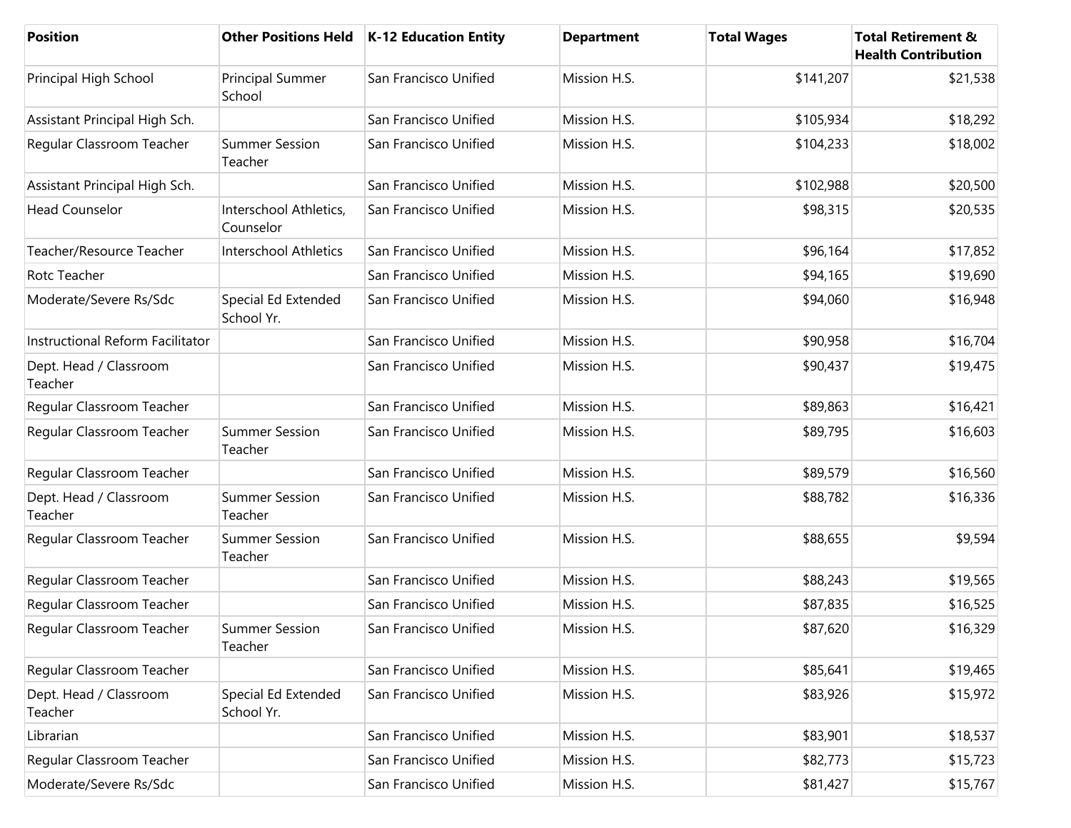| Position | Other Positions Held | K-12 Education Entity | Department | Total Wages | Total Retirement & Health Contribution |
|---|---|---|---|---|---|
| Principal High School | Principal Summer School | San Francisco Unified | Mission H.S. | $141,207 | $21,538 |
| Assistant Principal High Sch. | | San Francisco Unified | Mission H.S. | $105,934 | $18,292 |
| Regular Classroom Teacher | Summer Session Teacher | San Francisco Unified | Mission H.S. | $104,233 | $18,002 |
| Assistant Principal High Sch. | | San Francisco Unified | Mission H.S. | $102,988 | $20,500 |
| Head Counselor | Interschool Athletics, Counselor | San Francisco Unified | Mission H.S. | $98,315 | $20,535 |
| Teacher/Resource Teacher | Interschool Athletics | San Francisco Unified | Mission H.S. | $96,164 | $17,852 |
| Rotc Teacher | | San Francisco Unified | Mission H.S. | $94,165 | $19,690 |
| Moderate/Severe Rs/Sdc | Special Ed Extended School Yr. | San Francisco Unified | Mission H.S. | $94,060 | $16,948 |
| Instructional Reform Facilitator | | San Francisco Unified | Mission H.S. | $90,958 | $16,704 |
| Dept. Head / Classroom Teacher | | San Francisco Unified | Mission H.S. | $90,437 | $19,475 |
| Regular Classroom Teacher | | San Francisco Unified | Mission H.S. | $89,863 | $16,421 |
| Regular Classroom Teacher | Summer Session Teacher | San Francisco Unified | Mission H.S. | $89,795 | $16,603 |
| Regular Classroom Teacher | | San Francisco Unified | Mission H.S. | $89,579 | $16,560 |
| Dept. Head / Classroom Teacher | Summer Session Teacher | San Francisco Unified | Mission H.S. | $88,782 | $16,336 |
| Regular Classroom Teacher | Summer Session Teacher | San Francisco Unified | Mission H.S. | $88,655 | $9,594 |
| Regular Classroom Teacher | | San Francisco Unified | Mission H.S. | $88,243 | $19,565 |
| Regular Classroom Teacher | | San Francisco Unified | Mission H.S. | $87,835 | $16,525 |
| Regular Classroom Teacher | Summer Session Teacher | San Francisco Unified | Mission H.S. | $87,620 | $16,329 |
| Regular Classroom Teacher | | San Francisco Unified | Mission H.S. | $85,641 | $19,465 |
| Dept. Head / Classroom Teacher | Special Ed Extended School Yr. | San Francisco Unified | Mission H.S. | $83,926 | $15,972 |
| Librarian | | San Francisco Unified | Mission H.S. | $83,901 | $18,537 |
| Regular Classroom Teacher | | San Francisco Unified | Mission H.S. | $82,773 | $15,723 |
| Moderate/Severe Rs/Sdc | | San Francisco Unified | Mission H.S. | $81,427 | $15,767 |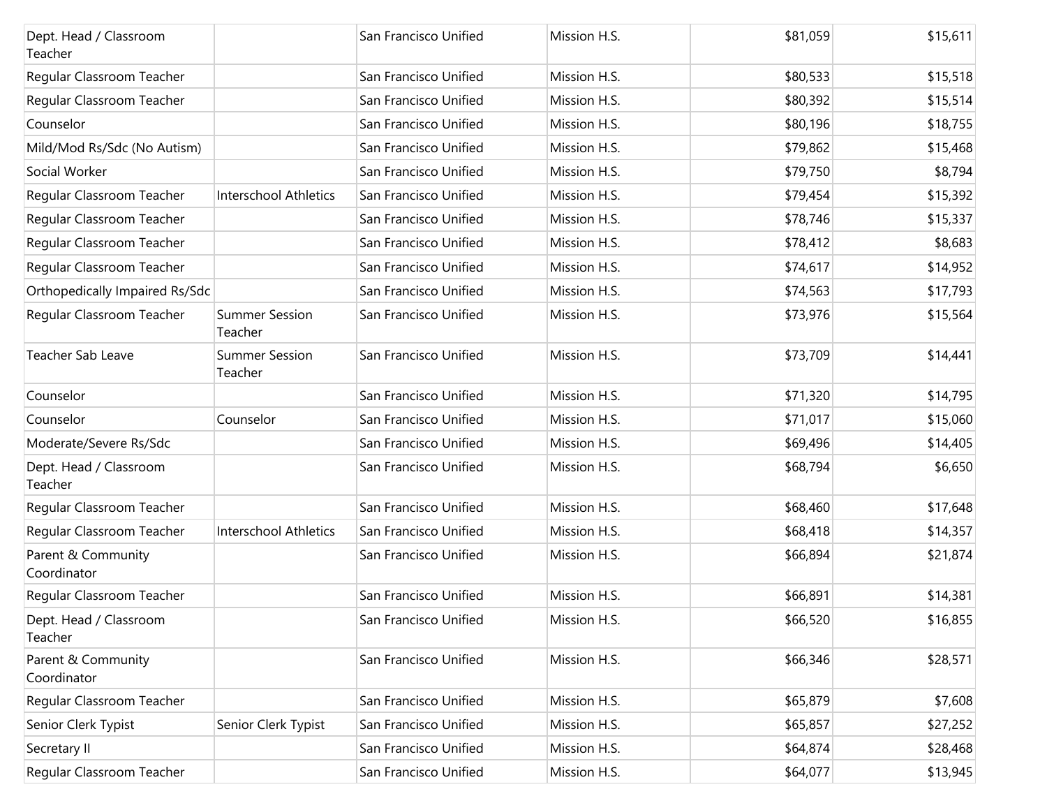| | | | | | |
|---|---|---|---|---|---|
| Dept. Head / Classroom Teacher | | San Francisco Unified | Mission H.S. | $81,059 | $15,611 |
| Regular Classroom Teacher | | San Francisco Unified | Mission H.S. | $80,533 | $15,518 |
| Regular Classroom Teacher | | San Francisco Unified | Mission H.S. | $80,392 | $15,514 |
| Counselor | | San Francisco Unified | Mission H.S. | $80,196 | $18,755 |
| Mild/Mod Rs/Sdc (No Autism) | | San Francisco Unified | Mission H.S. | $79,862 | $15,468 |
| Social Worker | | San Francisco Unified | Mission H.S. | $79,750 | $8,794 |
| Regular Classroom Teacher | Interschool Athletics | San Francisco Unified | Mission H.S. | $79,454 | $15,392 |
| Regular Classroom Teacher | | San Francisco Unified | Mission H.S. | $78,746 | $15,337 |
| Regular Classroom Teacher | | San Francisco Unified | Mission H.S. | $78,412 | $8,683 |
| Regular Classroom Teacher | | San Francisco Unified | Mission H.S. | $74,617 | $14,952 |
| Orthopedically Impaired Rs/Sdc | | San Francisco Unified | Mission H.S. | $74,563 | $17,793 |
| Regular Classroom Teacher | Summer Session Teacher | San Francisco Unified | Mission H.S. | $73,976 | $15,564 |
| Teacher Sab Leave | Summer Session Teacher | San Francisco Unified | Mission H.S. | $73,709 | $14,441 |
| Counselor | | San Francisco Unified | Mission H.S. | $71,320 | $14,795 |
| Counselor | Counselor | San Francisco Unified | Mission H.S. | $71,017 | $15,060 |
| Moderate/Severe Rs/Sdc | | San Francisco Unified | Mission H.S. | $69,496 | $14,405 |
| Dept. Head / Classroom Teacher | | San Francisco Unified | Mission H.S. | $68,794 | $6,650 |
| Regular Classroom Teacher | | San Francisco Unified | Mission H.S. | $68,460 | $17,648 |
| Regular Classroom Teacher | Interschool Athletics | San Francisco Unified | Mission H.S. | $68,418 | $14,357 |
| Parent & Community Coordinator | | San Francisco Unified | Mission H.S. | $66,894 | $21,874 |
| Regular Classroom Teacher | | San Francisco Unified | Mission H.S. | $66,891 | $14,381 |
| Dept. Head / Classroom Teacher | | San Francisco Unified | Mission H.S. | $66,520 | $16,855 |
| Parent & Community Coordinator | | San Francisco Unified | Mission H.S. | $66,346 | $28,571 |
| Regular Classroom Teacher | | San Francisco Unified | Mission H.S. | $65,879 | $7,608 |
| Senior Clerk Typist | Senior Clerk Typist | San Francisco Unified | Mission H.S. | $65,857 | $27,252 |
| Secretary II | | San Francisco Unified | Mission H.S. | $64,874 | $28,468 |
| Regular Classroom Teacher | | San Francisco Unified | Mission H.S. | $64,077 | $13,945 |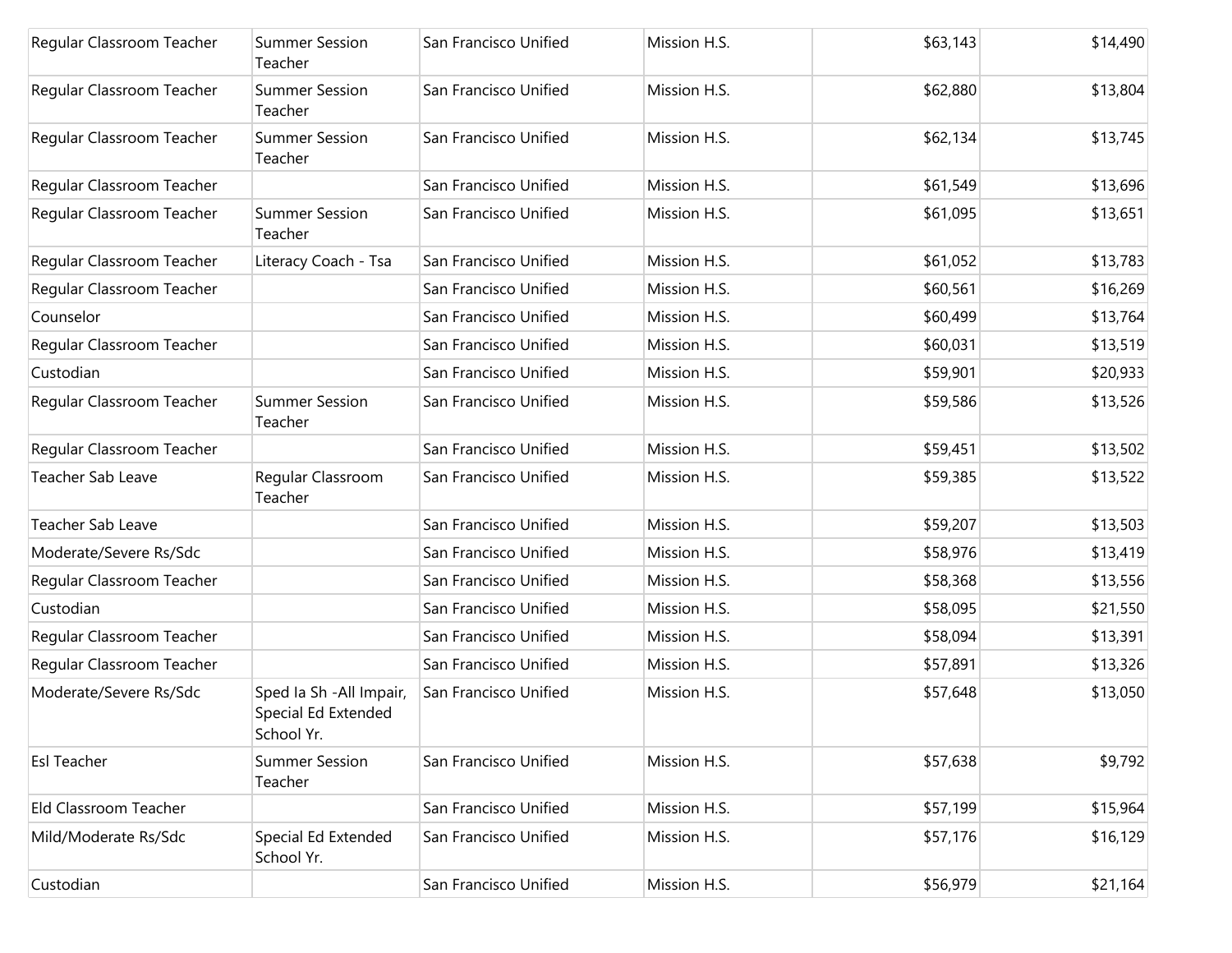| | | | | | |
|---|---|---|---|---|---|
| Regular Classroom Teacher | Summer Session Teacher | San Francisco Unified | Mission H.S. | $63,143 | $14,490 |
| Regular Classroom Teacher | Summer Session Teacher | San Francisco Unified | Mission H.S. | $62,880 | $13,804 |
| Regular Classroom Teacher | Summer Session Teacher | San Francisco Unified | Mission H.S. | $62,134 | $13,745 |
| Regular Classroom Teacher | | San Francisco Unified | Mission H.S. | $61,549 | $13,696 |
| Regular Classroom Teacher | Summer Session Teacher | San Francisco Unified | Mission H.S. | $61,095 | $13,651 |
| Regular Classroom Teacher | Literacy Coach - Tsa | San Francisco Unified | Mission H.S. | $61,052 | $13,783 |
| Regular Classroom Teacher | | San Francisco Unified | Mission H.S. | $60,561 | $16,269 |
| Counselor | | San Francisco Unified | Mission H.S. | $60,499 | $13,764 |
| Regular Classroom Teacher | | San Francisco Unified | Mission H.S. | $60,031 | $13,519 |
| Custodian | | San Francisco Unified | Mission H.S. | $59,901 | $20,933 |
| Regular Classroom Teacher | Summer Session Teacher | San Francisco Unified | Mission H.S. | $59,586 | $13,526 |
| Regular Classroom Teacher | | San Francisco Unified | Mission H.S. | $59,451 | $13,502 |
| Teacher Sab Leave | Regular Classroom Teacher | San Francisco Unified | Mission H.S. | $59,385 | $13,522 |
| Teacher Sab Leave | | San Francisco Unified | Mission H.S. | $59,207 | $13,503 |
| Moderate/Severe Rs/Sdc | | San Francisco Unified | Mission H.S. | $58,976 | $13,419 |
| Regular Classroom Teacher | | San Francisco Unified | Mission H.S. | $58,368 | $13,556 |
| Custodian | | San Francisco Unified | Mission H.S. | $58,095 | $21,550 |
| Regular Classroom Teacher | | San Francisco Unified | Mission H.S. | $58,094 | $13,391 |
| Regular Classroom Teacher | | San Francisco Unified | Mission H.S. | $57,891 | $13,326 |
| Moderate/Severe Rs/Sdc | Sped Ia Sh -All Impair, Special Ed Extended School Yr. | San Francisco Unified | Mission H.S. | $57,648 | $13,050 |
| Esl Teacher | Summer Session Teacher | San Francisco Unified | Mission H.S. | $57,638 | $9,792 |
| Eld Classroom Teacher | | San Francisco Unified | Mission H.S. | $57,199 | $15,964 |
| Mild/Moderate Rs/Sdc | Special Ed Extended School Yr. | San Francisco Unified | Mission H.S. | $57,176 | $16,129 |
| Custodian | | San Francisco Unified | Mission H.S. | $56,979 | $21,164 |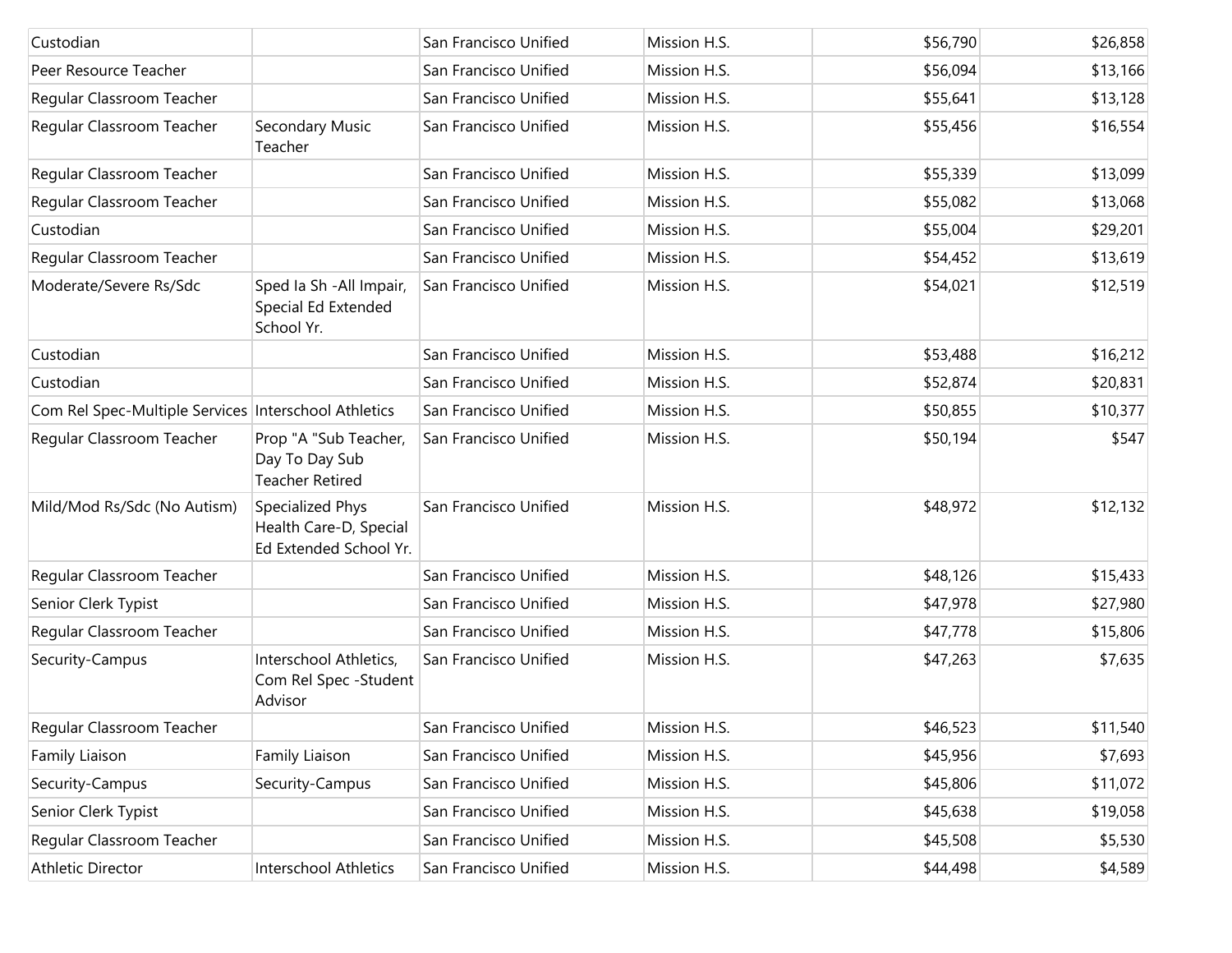| | | | | | |
|---|---|---|---|---|---|
| Custodian | | San Francisco Unified | Mission H.S. | $56,790 | $26,858 |
| Peer Resource Teacher | | San Francisco Unified | Mission H.S. | $56,094 | $13,166 |
| Regular Classroom Teacher | | San Francisco Unified | Mission H.S. | $55,641 | $13,128 |
| Regular Classroom Teacher | Secondary Music Teacher | San Francisco Unified | Mission H.S. | $55,456 | $16,554 |
| Regular Classroom Teacher | | San Francisco Unified | Mission H.S. | $55,339 | $13,099 |
| Regular Classroom Teacher | | San Francisco Unified | Mission H.S. | $55,082 | $13,068 |
| Custodian | | San Francisco Unified | Mission H.S. | $55,004 | $29,201 |
| Regular Classroom Teacher | | San Francisco Unified | Mission H.S. | $54,452 | $13,619 |
| Moderate/Severe Rs/Sdc | Sped Ia Sh -All Impair, Special Ed Extended School Yr. | San Francisco Unified | Mission H.S. | $54,021 | $12,519 |
| Custodian | | San Francisco Unified | Mission H.S. | $53,488 | $16,212 |
| Custodian | | San Francisco Unified | Mission H.S. | $52,874 | $20,831 |
| Com Rel Spec-Multiple Services | Interschool Athletics | San Francisco Unified | Mission H.S. | $50,855 | $10,377 |
| Regular Classroom Teacher | Prop "A "Sub Teacher, Day To Day Sub Teacher Retired | San Francisco Unified | Mission H.S. | $50,194 | $547 |
| Mild/Mod Rs/Sdc (No Autism) | Specialized Phys Health Care-D, Special Ed Extended School Yr. | San Francisco Unified | Mission H.S. | $48,972 | $12,132 |
| Regular Classroom Teacher | | San Francisco Unified | Mission H.S. | $48,126 | $15,433 |
| Senior Clerk Typist | | San Francisco Unified | Mission H.S. | $47,978 | $27,980 |
| Regular Classroom Teacher | | San Francisco Unified | Mission H.S. | $47,778 | $15,806 |
| Security-Campus | Interschool Athletics, Com Rel Spec -Student Advisor | San Francisco Unified | Mission H.S. | $47,263 | $7,635 |
| Regular Classroom Teacher | | San Francisco Unified | Mission H.S. | $46,523 | $11,540 |
| Family Liaison | Family Liaison | San Francisco Unified | Mission H.S. | $45,956 | $7,693 |
| Security-Campus | Security-Campus | San Francisco Unified | Mission H.S. | $45,806 | $11,072 |
| Senior Clerk Typist | | San Francisco Unified | Mission H.S. | $45,638 | $19,058 |
| Regular Classroom Teacher | | San Francisco Unified | Mission H.S. | $45,508 | $5,530 |
| Athletic Director | Interschool Athletics | San Francisco Unified | Mission H.S. | $44,498 | $4,589 |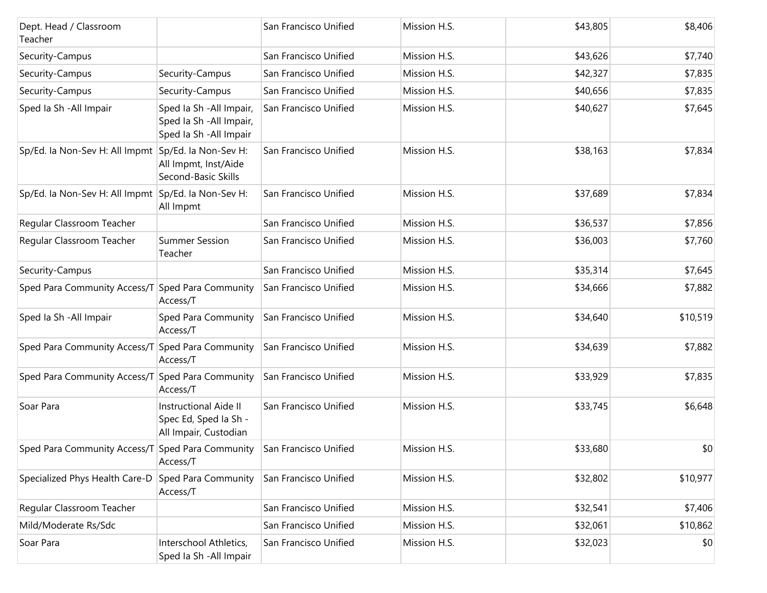| Dept. Head / Classroom Teacher | | San Francisco Unified | Mission H.S. | $43,805 | $8,406 |
|---|---|---|---|---|---|
| Security-Campus | | San Francisco Unified | Mission H.S. | $43,626 | $7,740 |
| Security-Campus | Security-Campus | San Francisco Unified | Mission H.S. | $42,327 | $7,835 |
| Security-Campus | Security-Campus | San Francisco Unified | Mission H.S. | $40,656 | $7,835 |
| Sped Ia Sh -All Impair | Sped Ia Sh -All Impair, Sped Ia Sh -All Impair, Sped Ia Sh -All Impair | San Francisco Unified | Mission H.S. | $40,627 | $7,645 |
| Sp/Ed. Ia Non-Sev H: All Impmt | Sp/Ed. Ia Non-Sev H: All Impmt, Inst/Aide Second-Basic Skills | San Francisco Unified | Mission H.S. | $38,163 | $7,834 |
| Sp/Ed. Ia Non-Sev H: All Impmt | Sp/Ed. Ia Non-Sev H: All Impmt | San Francisco Unified | Mission H.S. | $37,689 | $7,834 |
| Regular Classroom Teacher | | San Francisco Unified | Mission H.S. | $36,537 | $7,856 |
| Regular Classroom Teacher | Summer Session Teacher | San Francisco Unified | Mission H.S. | $36,003 | $7,760 |
| Security-Campus | | San Francisco Unified | Mission H.S. | $35,314 | $7,645 |
| Sped Para Community Access/T | Sped Para Community Access/T | San Francisco Unified | Mission H.S. | $34,666 | $7,882 |
| Sped Ia Sh -All Impair | Sped Para Community Access/T | San Francisco Unified | Mission H.S. | $34,640 | $10,519 |
| Sped Para Community Access/T | Sped Para Community Access/T | San Francisco Unified | Mission H.S. | $34,639 | $7,882 |
| Sped Para Community Access/T | Sped Para Community Access/T | San Francisco Unified | Mission H.S. | $33,929 | $7,835 |
| Soar Para | Instructional Aide II Spec Ed, Sped Ia Sh - All Impair, Custodian | San Francisco Unified | Mission H.S. | $33,745 | $6,648 |
| Sped Para Community Access/T | Sped Para Community Access/T | San Francisco Unified | Mission H.S. | $33,680 | $0 |
| Specialized Phys Health Care-D | Sped Para Community Access/T | San Francisco Unified | Mission H.S. | $32,802 | $10,977 |
| Regular Classroom Teacher | | San Francisco Unified | Mission H.S. | $32,541 | $7,406 |
| Mild/Moderate Rs/Sdc | | San Francisco Unified | Mission H.S. | $32,061 | $10,862 |
| Soar Para | Interschool Athletics, Sped Ia Sh -All Impair | San Francisco Unified | Mission H.S. | $32,023 | $0 |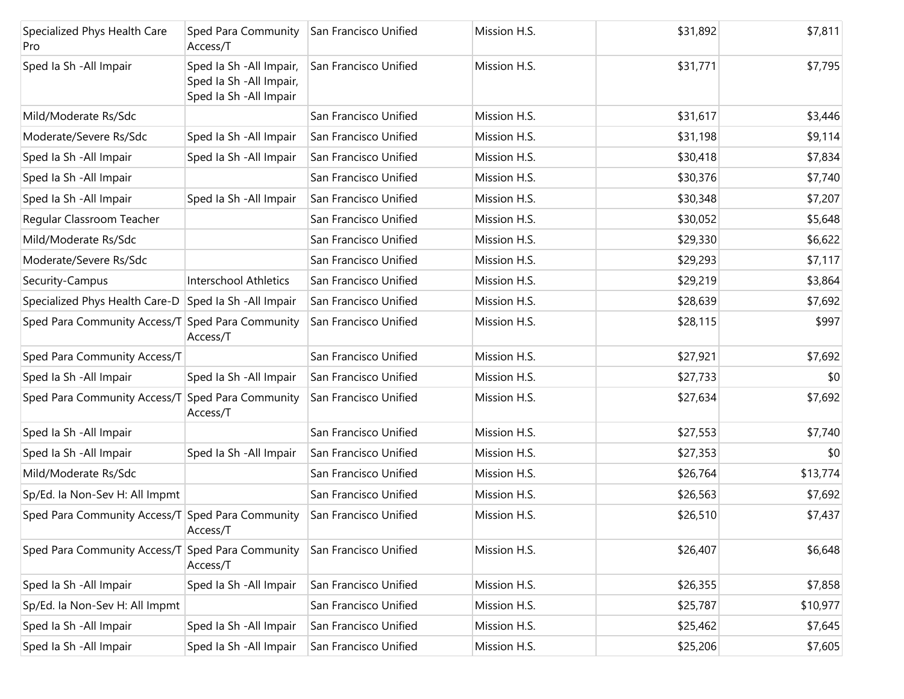| | | | | | |
|---|---|---|---|---|---|
| Specialized Phys Health Care Pro | Sped Para Community Access/T | San Francisco Unified | Mission H.S. | $31,892 | $7,811 |
| Sped Ia Sh -All Impair | Sped Ia Sh -All Impair, Sped Ia Sh -All Impair, Sped Ia Sh -All Impair | San Francisco Unified | Mission H.S. | $31,771 | $7,795 |
| Mild/Moderate Rs/Sdc | | San Francisco Unified | Mission H.S. | $31,617 | $3,446 |
| Moderate/Severe Rs/Sdc | Sped Ia Sh -All Impair | San Francisco Unified | Mission H.S. | $31,198 | $9,114 |
| Sped Ia Sh -All Impair | Sped Ia Sh -All Impair | San Francisco Unified | Mission H.S. | $30,418 | $7,834 |
| Sped Ia Sh -All Impair | | San Francisco Unified | Mission H.S. | $30,376 | $7,740 |
| Sped Ia Sh -All Impair | Sped Ia Sh -All Impair | San Francisco Unified | Mission H.S. | $30,348 | $7,207 |
| Regular Classroom Teacher | | San Francisco Unified | Mission H.S. | $30,052 | $5,648 |
| Mild/Moderate Rs/Sdc | | San Francisco Unified | Mission H.S. | $29,330 | $6,622 |
| Moderate/Severe Rs/Sdc | | San Francisco Unified | Mission H.S. | $29,293 | $7,117 |
| Security-Campus | Interschool Athletics | San Francisco Unified | Mission H.S. | $29,219 | $3,864 |
| Specialized Phys Health Care-D | Sped Ia Sh -All Impair | San Francisco Unified | Mission H.S. | $28,639 | $7,692 |
| Sped Para Community Access/T | Sped Para Community Access/T | San Francisco Unified | Mission H.S. | $28,115 | $997 |
| Sped Para Community Access/T | | San Francisco Unified | Mission H.S. | $27,921 | $7,692 |
| Sped Ia Sh -All Impair | Sped Ia Sh -All Impair | San Francisco Unified | Mission H.S. | $27,733 | $0 |
| Sped Para Community Access/T | Sped Para Community Access/T | San Francisco Unified | Mission H.S. | $27,634 | $7,692 |
| Sped Ia Sh -All Impair | | San Francisco Unified | Mission H.S. | $27,553 | $7,740 |
| Sped Ia Sh -All Impair | Sped Ia Sh -All Impair | San Francisco Unified | Mission H.S. | $27,353 | $0 |
| Mild/Moderate Rs/Sdc | | San Francisco Unified | Mission H.S. | $26,764 | $13,774 |
| Sp/Ed. Ia Non-Sev H: All Impmt | | San Francisco Unified | Mission H.S. | $26,563 | $7,692 |
| Sped Para Community Access/T | Sped Para Community Access/T | San Francisco Unified | Mission H.S. | $26,510 | $7,437 |
| Sped Para Community Access/T | Sped Para Community Access/T | San Francisco Unified | Mission H.S. | $26,407 | $6,648 |
| Sped Ia Sh -All Impair | Sped Ia Sh -All Impair | San Francisco Unified | Mission H.S. | $26,355 | $7,858 |
| Sp/Ed. Ia Non-Sev H: All Impmt | | San Francisco Unified | Mission H.S. | $25,787 | $10,977 |
| Sped Ia Sh -All Impair | Sped Ia Sh -All Impair | San Francisco Unified | Mission H.S. | $25,462 | $7,645 |
| Sped Ia Sh -All Impair | Sped Ia Sh -All Impair | San Francisco Unified | Mission H.S. | $25,206 | $7,605 |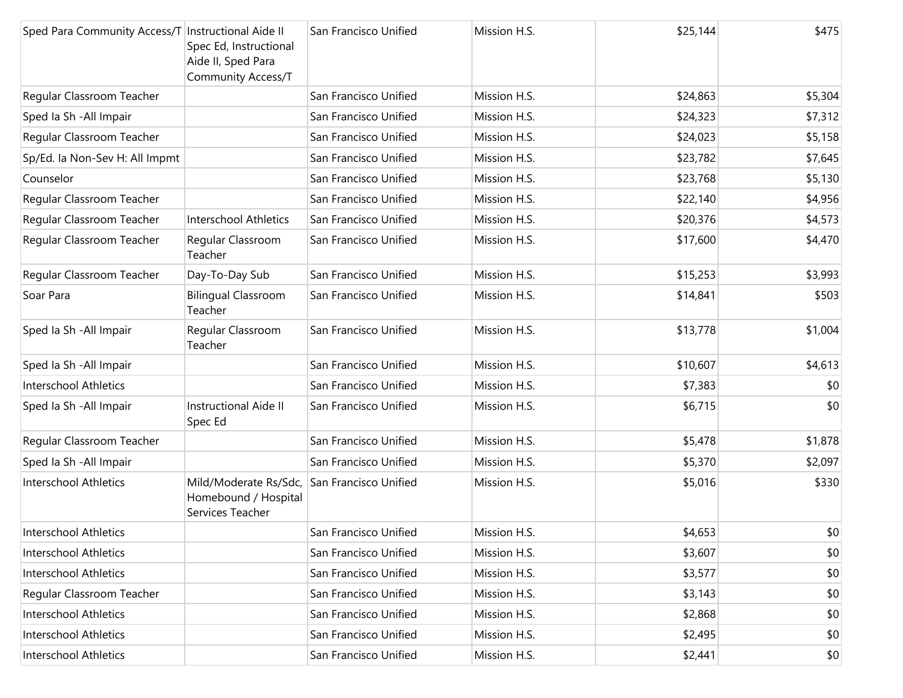| | | | | | |
|---|---|---|---|---|---|
| Sped Para Community Access/T | Instructional Aide II Spec Ed, Instructional Aide II, Sped Para Community Access/T | San Francisco Unified | Mission H.S. | $25,144 | $475 |
| Regular Classroom Teacher | | San Francisco Unified | Mission H.S. | $24,863 | $5,304 |
| Sped Ia Sh -All Impair | | San Francisco Unified | Mission H.S. | $24,323 | $7,312 |
| Regular Classroom Teacher | | San Francisco Unified | Mission H.S. | $24,023 | $5,158 |
| Sp/Ed. Ia Non-Sev H: All Impmt | | San Francisco Unified | Mission H.S. | $23,782 | $7,645 |
| Counselor | | San Francisco Unified | Mission H.S. | $23,768 | $5,130 |
| Regular Classroom Teacher | | San Francisco Unified | Mission H.S. | $22,140 | $4,956 |
| Regular Classroom Teacher | Interschool Athletics | San Francisco Unified | Mission H.S. | $20,376 | $4,573 |
| Regular Classroom Teacher | Regular Classroom Teacher | San Francisco Unified | Mission H.S. | $17,600 | $4,470 |
| Regular Classroom Teacher | Day-To-Day Sub | San Francisco Unified | Mission H.S. | $15,253 | $3,993 |
| Soar Para | Bilingual Classroom Teacher | San Francisco Unified | Mission H.S. | $14,841 | $503 |
| Sped Ia Sh -All Impair | Regular Classroom Teacher | San Francisco Unified | Mission H.S. | $13,778 | $1,004 |
| Sped Ia Sh -All Impair | | San Francisco Unified | Mission H.S. | $10,607 | $4,613 |
| Interschool Athletics | | San Francisco Unified | Mission H.S. | $7,383 | $0 |
| Sped Ia Sh -All Impair | Instructional Aide II Spec Ed | San Francisco Unified | Mission H.S. | $6,715 | $0 |
| Regular Classroom Teacher | | San Francisco Unified | Mission H.S. | $5,478 | $1,878 |
| Sped Ia Sh -All Impair | | San Francisco Unified | Mission H.S. | $5,370 | $2,097 |
| Interschool Athletics | Mild/Moderate Rs/Sdc, Homebound / Hospital Services Teacher | San Francisco Unified | Mission H.S. | $5,016 | $330 |
| Interschool Athletics | | San Francisco Unified | Mission H.S. | $4,653 | $0 |
| Interschool Athletics | | San Francisco Unified | Mission H.S. | $3,607 | $0 |
| Interschool Athletics | | San Francisco Unified | Mission H.S. | $3,577 | $0 |
| Regular Classroom Teacher | | San Francisco Unified | Mission H.S. | $3,143 | $0 |
| Interschool Athletics | | San Francisco Unified | Mission H.S. | $2,868 | $0 |
| Interschool Athletics | | San Francisco Unified | Mission H.S. | $2,495 | $0 |
| Interschool Athletics | | San Francisco Unified | Mission H.S. | $2,441 | $0 |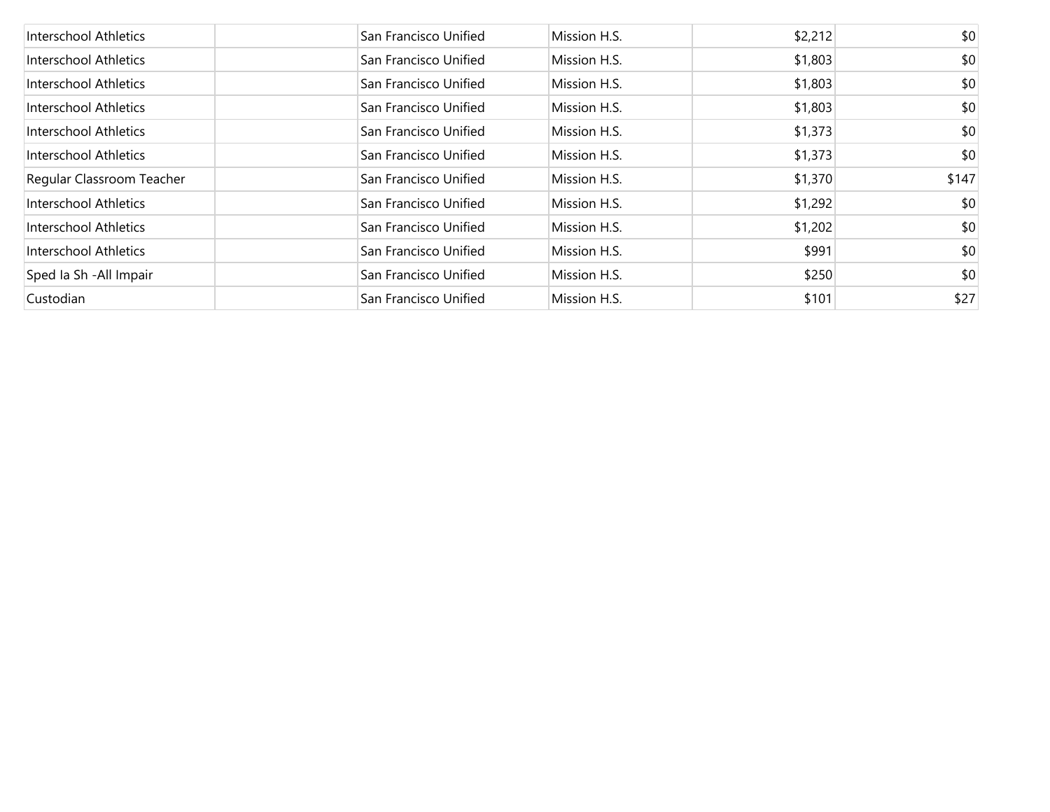| | | | | | |
|---|---|---|---|---|---|
| Interschool Athletics | | San Francisco Unified | Mission H.S. | $2,212 | $0 |
| Interschool Athletics | | San Francisco Unified | Mission H.S. | $1,803 | $0 |
| Interschool Athletics | | San Francisco Unified | Mission H.S. | $1,803 | $0 |
| Interschool Athletics | | San Francisco Unified | Mission H.S. | $1,803 | $0 |
| Interschool Athletics | | San Francisco Unified | Mission H.S. | $1,373 | $0 |
| Interschool Athletics | | San Francisco Unified | Mission H.S. | $1,373 | $0 |
| Regular Classroom Teacher | | San Francisco Unified | Mission H.S. | $1,370 | $147 |
| Interschool Athletics | | San Francisco Unified | Mission H.S. | $1,292 | $0 |
| Interschool Athletics | | San Francisco Unified | Mission H.S. | $1,202 | $0 |
| Interschool Athletics | | San Francisco Unified | Mission H.S. | $991 | $0 |
| Sped Ia Sh -All Impair | | San Francisco Unified | Mission H.S. | $250 | $0 |
| Custodian | | San Francisco Unified | Mission H.S. | $101 | $27 |